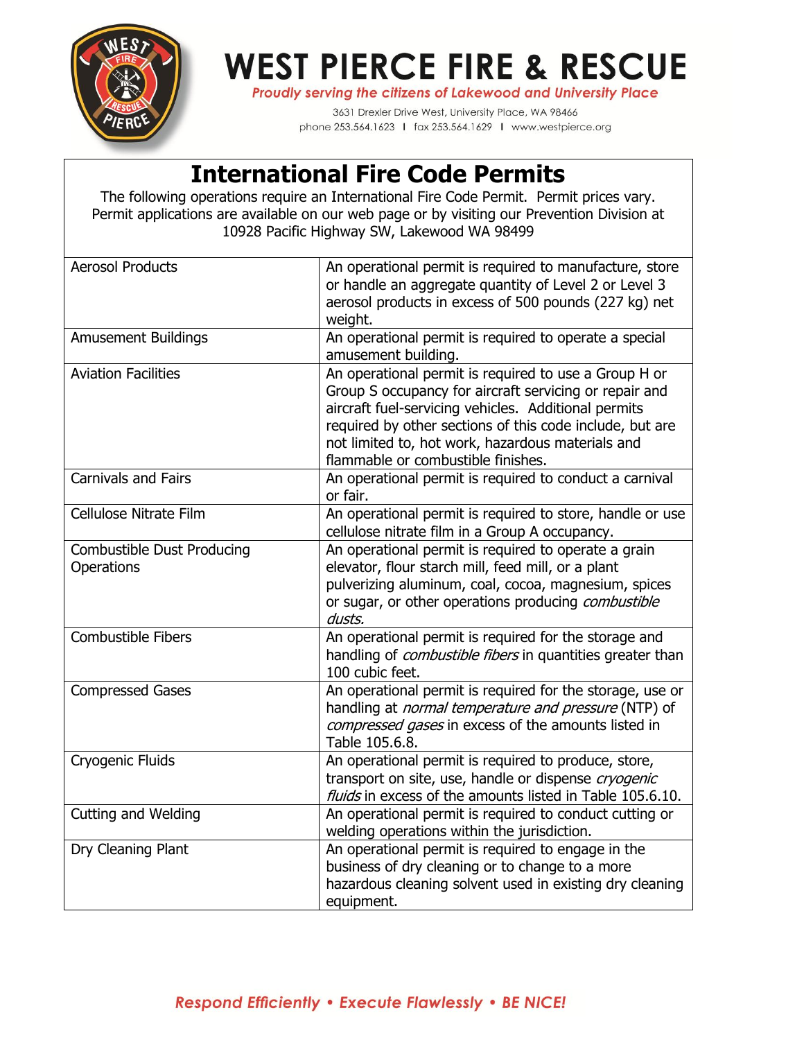# WEST PIERCE FIRE & RESCUE

*Proudly serving the citizens of Lakewood and University Place*

3631 Drexler Drive West, University Place, WA 98466
phone 253.564.1623 | fax 253.564.1629 | www.westpierce.org

## International Fire Code Permits

The following operations require an International Fire Code Permit. Permit prices vary. Permit applications are available on our web page or by visiting our Prevention Division at 10928 Pacific Highway SW, Lakewood WA 98499

| | |
|---|---|
| Aerosol Products | An operational permit is required to manufacture, store or handle an aggregate quantity of Level 2 or Level 3 aerosol products in excess of 500 pounds (227 kg) net weight. |
| Amusement Buildings | An operational permit is required to operate a special amusement building. |
| Aviation Facilities | An operational permit is required to use a Group H or Group S occupancy for aircraft servicing or repair and aircraft fuel-servicing vehicles. Additional permits required by other sections of this code include, but are not limited to, hot work, hazardous materials and flammable or combustible finishes. |
| Carnivals and Fairs | An operational permit is required to conduct a carnival or fair. |
| Cellulose Nitrate Film | An operational permit is required to store, handle or use cellulose nitrate film in a Group A occupancy. |
| Combustible Dust Producing Operations | An operational permit is required to operate a grain elevator, flour starch mill, feed mill, or a plant pulverizing aluminum, coal, cocoa, magnesium, spices or sugar, or other operations producing *combustible dusts.* |
| Combustible Fibers | An operational permit is required for the storage and handling of *combustible fibers* in quantities greater than 100 cubic feet. |
| Compressed Gases | An operational permit is required for the storage, use or handling at *normal temperature and pressure* (NTP) of *compressed gases* in excess of the amounts listed in Table 105.6.8. |
| Cryogenic Fluids | An operational permit is required to produce, store, transport on site, use, handle or dispense *cryogenic fluids* in excess of the amounts listed in Table 105.6.10. |
| Cutting and Welding | An operational permit is required to conduct cutting or welding operations within the jurisdiction. |
| Dry Cleaning Plant | An operational permit is required to engage in the business of dry cleaning or to change to a more hazardous cleaning solvent used in existing dry cleaning equipment. |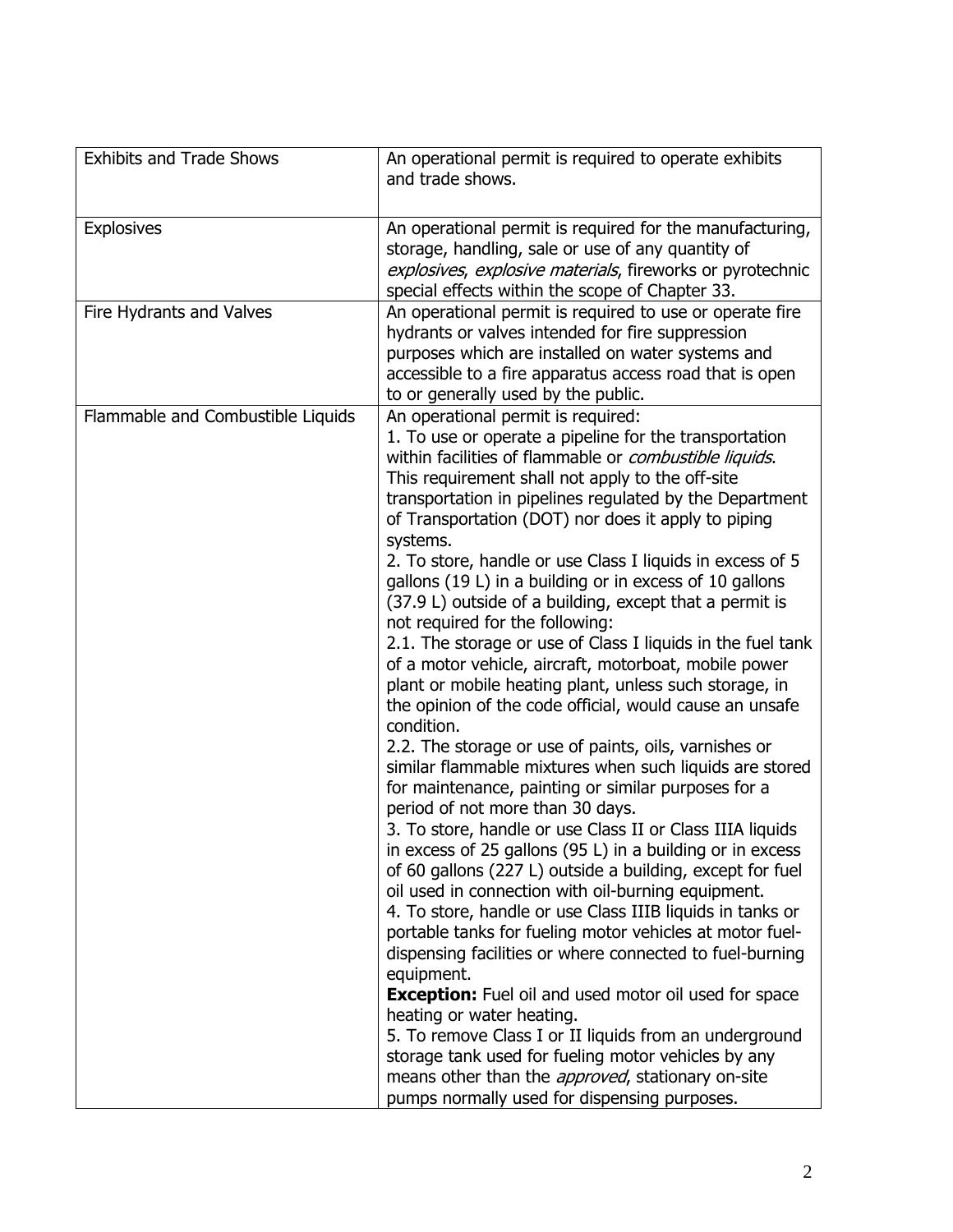| | |
|---|---|
| Exhibits and Trade Shows | An operational permit is required to operate exhibits and trade shows. |
| Explosives | An operational permit is required for the manufacturing, storage, handling, sale or use of any quantity of *explosives*, *explosive materials*, fireworks or pyrotechnic special effects within the scope of Chapter 33. |
| Fire Hydrants and Valves | An operational permit is required to use or operate fire hydrants or valves intended for fire suppression purposes which are installed on water systems and accessible to a fire apparatus access road that is open to or generally used by the public. |
| Flammable and Combustible Liquids | An operational permit is required:<br>1. To use or operate a pipeline for the transportation within facilities of flammable or *combustible liquids*. This requirement shall not apply to the off-site transportation in pipelines regulated by the Department of Transportation (DOT) nor does it apply to piping systems.<br>2. To store, handle or use Class I liquids in excess of 5 gallons (19 L) in a building or in excess of 10 gallons (37.9 L) outside of a building, except that a permit is not required for the following:<br>2.1. The storage or use of Class I liquids in the fuel tank of a motor vehicle, aircraft, motorboat, mobile power plant or mobile heating plant, unless such storage, in the opinion of the code official, would cause an unsafe condition.<br>2.2. The storage or use of paints, oils, varnishes or similar flammable mixtures when such liquids are stored for maintenance, painting or similar purposes for a period of not more than 30 days.<br>3. To store, handle or use Class II or Class IIIA liquids in excess of 25 gallons (95 L) in a building or in excess of 60 gallons (227 L) outside a building, except for fuel oil used in connection with oil-burning equipment.<br>4. To store, handle or use Class IIIB liquids in tanks or portable tanks for fueling motor vehicles at motor fuel-dispensing facilities or where connected to fuel-burning equipment.<br>**Exception:** Fuel oil and used motor oil used for space heating or water heating.<br>5. To remove Class I or II liquids from an underground storage tank used for fueling motor vehicles by any means other than the *approved*, stationary on-site pumps normally used for dispensing purposes. |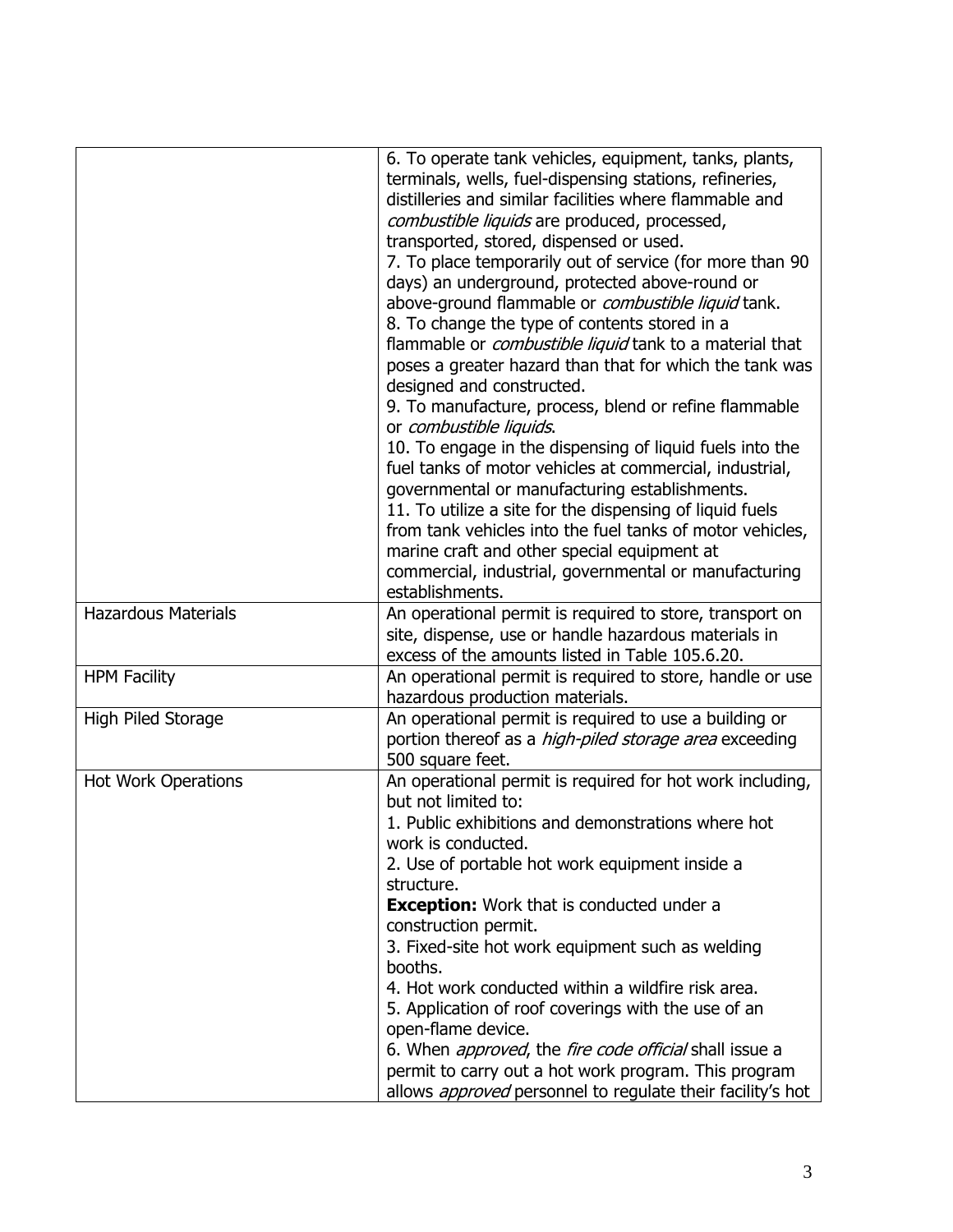| | |
|---|---|
| | 6. To operate tank vehicles, equipment, tanks, plants, terminals, wells, fuel-dispensing stations, refineries, distilleries and similar facilities where flammable and *combustible liquids* are produced, processed, transported, stored, dispensed or used.<br>7. To place temporarily out of service (for more than 90 days) an underground, protected above-round or above-ground flammable or *combustible liquid* tank.<br>8. To change the type of contents stored in a flammable or *combustible liquid* tank to a material that poses a greater hazard than that for which the tank was designed and constructed.<br>9. To manufacture, process, blend or refine flammable or *combustible liquids*.<br>10. To engage in the dispensing of liquid fuels into the fuel tanks of motor vehicles at commercial, industrial, governmental or manufacturing establishments.<br>11. To utilize a site for the dispensing of liquid fuels from tank vehicles into the fuel tanks of motor vehicles, marine craft and other special equipment at commercial, industrial, governmental or manufacturing establishments. |
| Hazardous Materials | An operational permit is required to store, transport on site, dispense, use or handle hazardous materials in excess of the amounts listed in Table 105.6.20. |
| HPM Facility | An operational permit is required to store, handle or use hazardous production materials. |
| High Piled Storage | An operational permit is required to use a building or portion thereof as a *high-piled storage area* exceeding 500 square feet. |
| Hot Work Operations | An operational permit is required for hot work including, but not limited to:<br>1. Public exhibitions and demonstrations where hot work is conducted.<br>2. Use of portable hot work equipment inside a structure.<br>**Exception:** Work that is conducted under a construction permit.<br>3. Fixed-site hot work equipment such as welding booths.<br>4. Hot work conducted within a wildfire risk area.<br>5. Application of roof coverings with the use of an open-flame device.<br>6. When *approved*, the *fire code official* shall issue a permit to carry out a hot work program. This program allows *approved* personnel to regulate their facility's hot |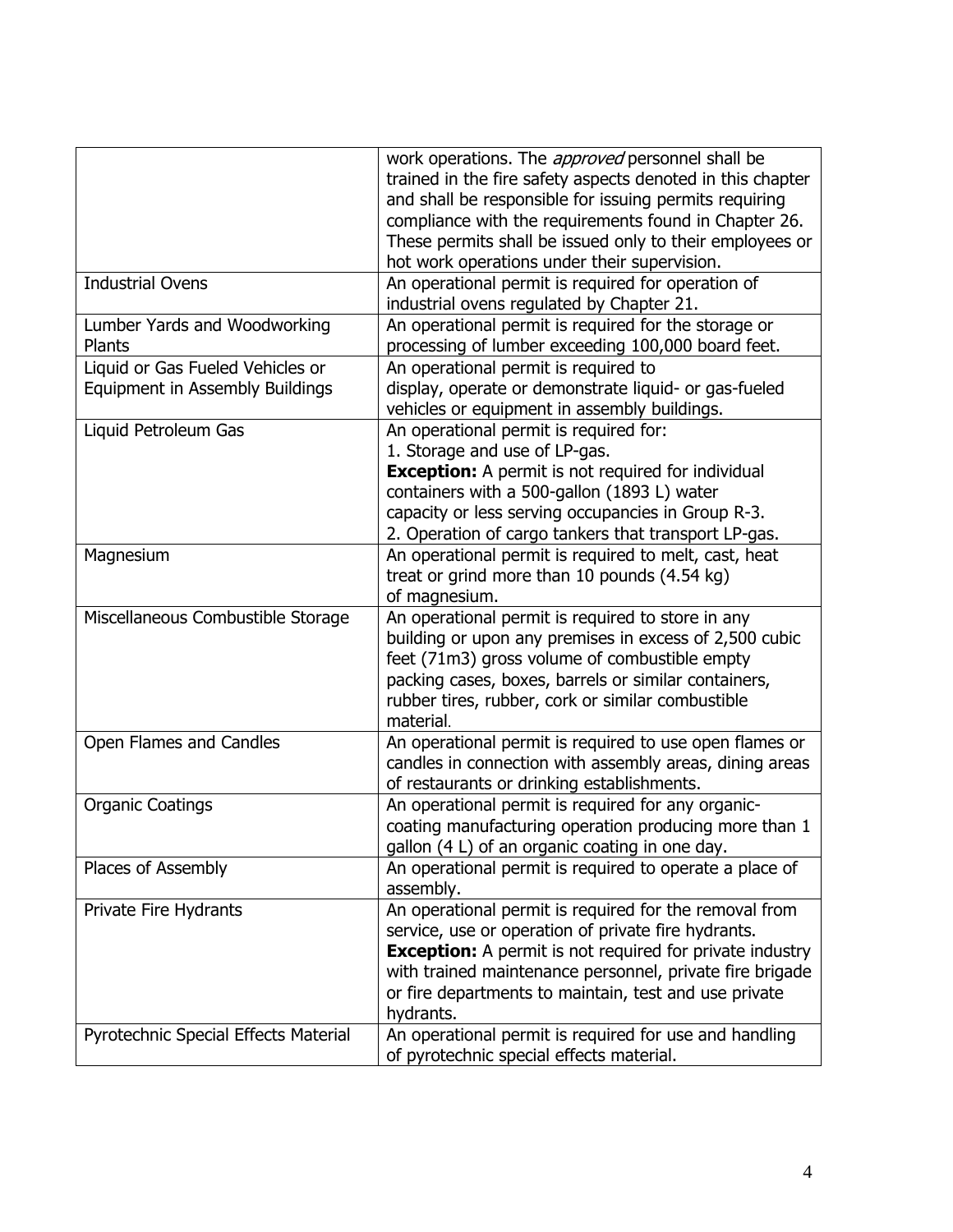| | |
|---|---|
| | work operations. The *approved* personnel shall be trained in the fire safety aspects denoted in this chapter and shall be responsible for issuing permits requiring compliance with the requirements found in Chapter 26. These permits shall be issued only to their employees or hot work operations under their supervision. |
| Industrial Ovens | An operational permit is required for operation of industrial ovens regulated by Chapter 21. |
| Lumber Yards and Woodworking Plants | An operational permit is required for the storage or processing of lumber exceeding 100,000 board feet. |
| Liquid or Gas Fueled Vehicles or Equipment in Assembly Buildings | An operational permit is required to display, operate or demonstrate liquid- or gas-fueled vehicles or equipment in assembly buildings. |
| Liquid Petroleum Gas | An operational permit is required for:<br>1. Storage and use of LP-gas.<br>**Exception:** A permit is not required for individual containers with a 500-gallon (1893 L) water capacity or less serving occupancies in Group R-3.<br>2. Operation of cargo tankers that transport LP-gas. |
| Magnesium | An operational permit is required to melt, cast, heat treat or grind more than 10 pounds (4.54 kg) of magnesium. |
| Miscellaneous Combustible Storage | An operational permit is required to store in any building or upon any premises in excess of 2,500 cubic feet (71m3) gross volume of combustible empty packing cases, boxes, barrels or similar containers, rubber tires, rubber, cork or similar combustible material. |
| Open Flames and Candles | An operational permit is required to use open flames or candles in connection with assembly areas, dining areas of restaurants or drinking establishments. |
| Organic Coatings | An operational permit is required for any organic-coating manufacturing operation producing more than 1 gallon (4 L) of an organic coating in one day. |
| Places of Assembly | An operational permit is required to operate a place of assembly. |
| Private Fire Hydrants | An operational permit is required for the removal from service, use or operation of private fire hydrants.<br>**Exception:** A permit is not required for private industry with trained maintenance personnel, private fire brigade or fire departments to maintain, test and use private hydrants. |
| Pyrotechnic Special Effects Material | An operational permit is required for use and handling of pyrotechnic special effects material. |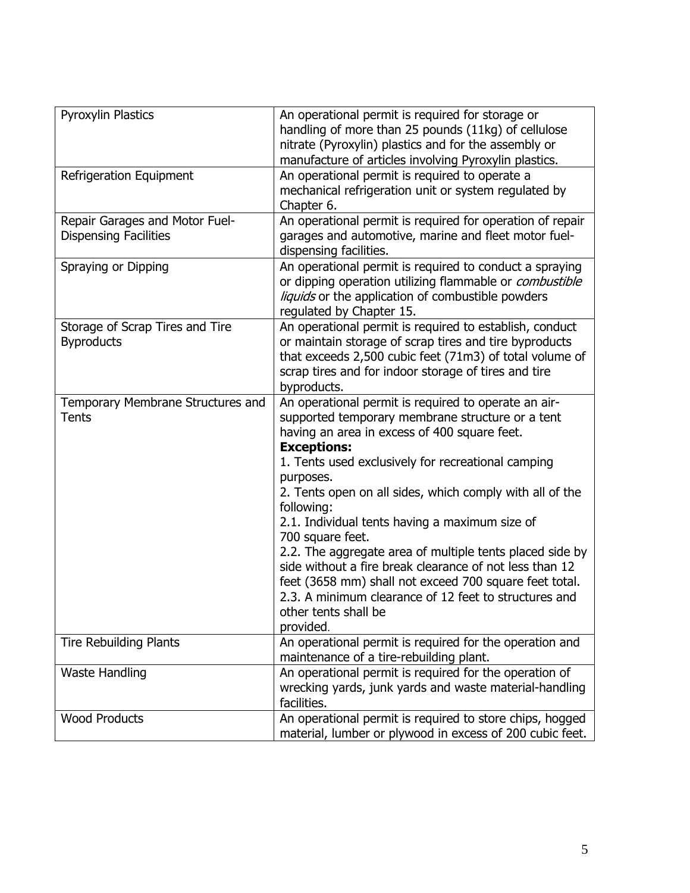| | |
|---|---|
| Pyroxylin Plastics | An operational permit is required for storage or handling of more than 25 pounds (11kg) of cellulose nitrate (Pyroxylin) plastics and for the assembly or manufacture of articles involving Pyroxylin plastics. |
| Refrigeration Equipment | An operational permit is required to operate a mechanical refrigeration unit or system regulated by Chapter 6. |
| Repair Garages and Motor Fuel-Dispensing Facilities | An operational permit is required for operation of repair garages and automotive, marine and fleet motor fuel-dispensing facilities. |
| Spraying or Dipping | An operational permit is required to conduct a spraying or dipping operation utilizing flammable or *combustible liquids* or the application of combustible powders regulated by Chapter 15. |
| Storage of Scrap Tires and Tire Byproducts | An operational permit is required to establish, conduct or maintain storage of scrap tires and tire byproducts that exceeds 2,500 cubic feet (71m3) of total volume of scrap tires and for indoor storage of tires and tire byproducts. |
| Temporary Membrane Structures and Tents | An operational permit is required to operate an air-supported temporary membrane structure or a tent having an area in excess of 400 square feet.<br>**Exceptions:**<br>1. Tents used exclusively for recreational camping purposes.<br>2. Tents open on all sides, which comply with all of the following:<br>2.1. Individual tents having a maximum size of 700 square feet.<br>2.2. The aggregate area of multiple tents placed side by side without a fire break clearance of not less than 12 feet (3658 mm) shall not exceed 700 square feet total.<br>2.3. A minimum clearance of 12 feet to structures and other tents shall be provided. |
| Tire Rebuilding Plants | An operational permit is required for the operation and maintenance of a tire-rebuilding plant. |
| Waste Handling | An operational permit is required for the operation of wrecking yards, junk yards and waste material-handling facilities. |
| Wood Products | An operational permit is required to store chips, hogged material, lumber or plywood in excess of 200 cubic feet. |